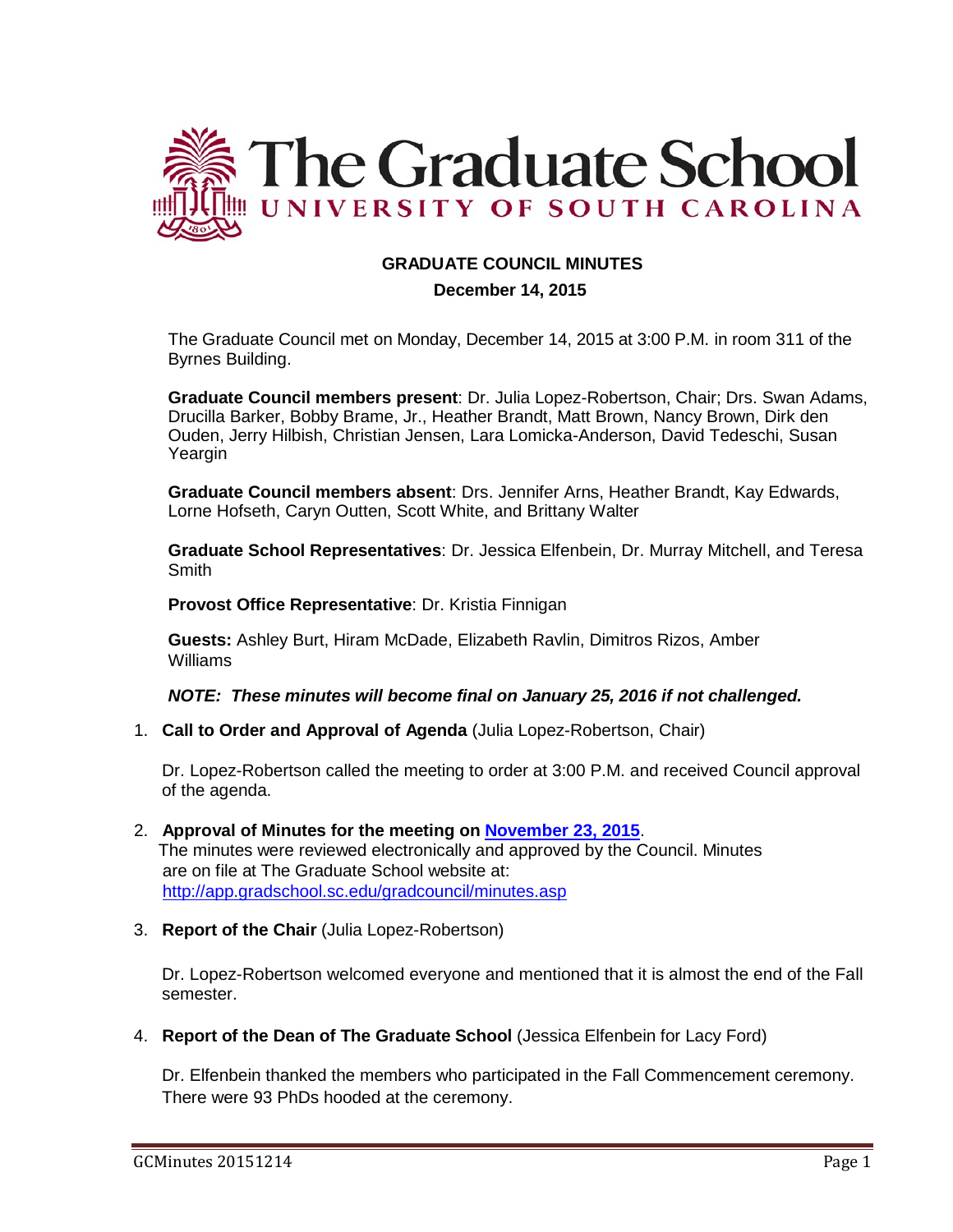# The Graduate School

UNIVERSITY OF SOUTH CAROLINA

**GRADUATE COUNCIL MINUTES**

**December 14, 2015**

The Graduate Council met on Monday, December 14, 2015 at 3:00 P.M. in room 311 of the Byrnes Building.

**Graduate Council members present**: Dr. Julia Lopez-Robertson, Chair; Drs. Swan Adams, Drucilla Barker, Bobby Brame, Jr., Heather Brandt, Matt Brown, Nancy Brown, Dirk den Ouden, Jerry Hilbish, Christian Jensen, Lara Lomicka-Anderson, David Tedeschi, Susan Yeargin

**Graduate Council members absent**: Drs. Jennifer Arns, Heather Brandt, Kay Edwards, Lorne Hofseth, Caryn Outten, Scott White, and Brittany Walter

**Graduate School Representatives**: Dr. Jessica Elfenbein, Dr. Murray Mitchell, and Teresa Smith

**Provost Office Representative**: Dr. Kristia Finnigan

**Guests:** Ashley Burt, Hiram McDade, Elizabeth Ravlin, Dimitros Rizos, Amber Williams

***NOTE: These minutes will become final on January 25, 2016 if not challenged.***

1. **Call to Order and Approval of Agenda** (Julia Lopez-Robertson, Chair)

   Dr. Lopez-Robertson called the meeting to order at 3:00 P.M. and received Council approval of the agenda.

2. **Approval of Minutes for the meeting on November 23, 2015**.
   The minutes were reviewed electronically and approved by the Council. Minutes are on file at The Graduate School website at: http://app.gradschool.sc.edu/gradcouncil/minutes.asp

3. **Report of the Chair** (Julia Lopez-Robertson)

   Dr. Lopez-Robertson welcomed everyone and mentioned that it is almost the end of the Fall semester.

4. **Report of the Dean of The Graduate School** (Jessica Elfenbein for Lacy Ford)

   Dr. Elfenbein thanked the members who participated in the Fall Commencement ceremony. There were 93 PhDs hooded at the ceremony.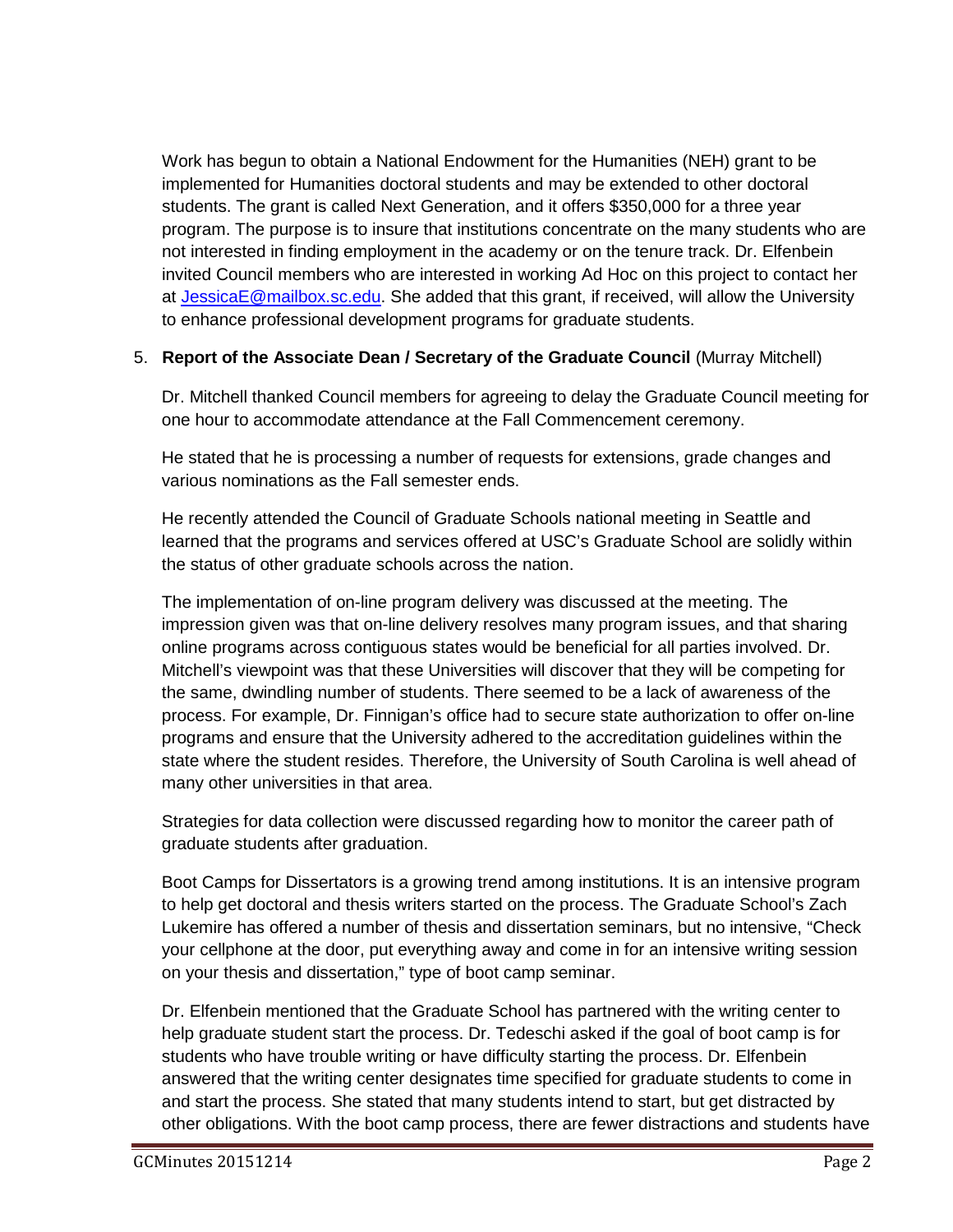Work has begun to obtain a National Endowment for the Humanities (NEH) grant to be implemented for Humanities doctoral students and may be extended to other doctoral students. The grant is called Next Generation, and it offers $350,000 for a three year program. The purpose is to insure that institutions concentrate on the many students who are not interested in finding employment in the academy or on the tenure track. Dr. Elfenbein invited Council members who are interested in working Ad Hoc on this project to contact her at [JessicaE@mailbox.sc.edu](mailto:JessicaE@mailbox.sc.edu). She added that this grant, if received, will allow the University to enhance professional development programs for graduate students.

5. **Report of the Associate Dean / Secretary of the Graduate Council** (Murray Mitchell)

   Dr. Mitchell thanked Council members for agreeing to delay the Graduate Council meeting for one hour to accommodate attendance at the Fall Commencement ceremony.

   He stated that he is processing a number of requests for extensions, grade changes and various nominations as the Fall semester ends.

   He recently attended the Council of Graduate Schools national meeting in Seattle and learned that the programs and services offered at USC's Graduate School are solidly within the status of other graduate schools across the nation.

   The implementation of on-line program delivery was discussed at the meeting. The impression given was that on-line delivery resolves many program issues, and that sharing online programs across contiguous states would be beneficial for all parties involved. Dr. Mitchell's viewpoint was that these Universities will discover that they will be competing for the same, dwindling number of students. There seemed to be a lack of awareness of the process. For example, Dr. Finnigan's office had to secure state authorization to offer on-line programs and ensure that the University adhered to the accreditation guidelines within the state where the student resides. Therefore, the University of South Carolina is well ahead of many other universities in that area.

   Strategies for data collection were discussed regarding how to monitor the career path of graduate students after graduation.

   Boot Camps for Dissertators is a growing trend among institutions. It is an intensive program to help get doctoral and thesis writers started on the process. The Graduate School's Zach Lukemire has offered a number of thesis and dissertation seminars, but no intensive, "Check your cellphone at the door, put everything away and come in for an intensive writing session on your thesis and dissertation," type of boot camp seminar.

   Dr. Elfenbein mentioned that the Graduate School has partnered with the writing center to help graduate student start the process. Dr. Tedeschi asked if the goal of boot camp is for students who have trouble writing or have difficulty starting the process. Dr. Elfenbein answered that the writing center designates time specified for graduate students to come in and start the process. She stated that many students intend to start, but get distracted by other obligations. With the boot camp process, there are fewer distractions and students have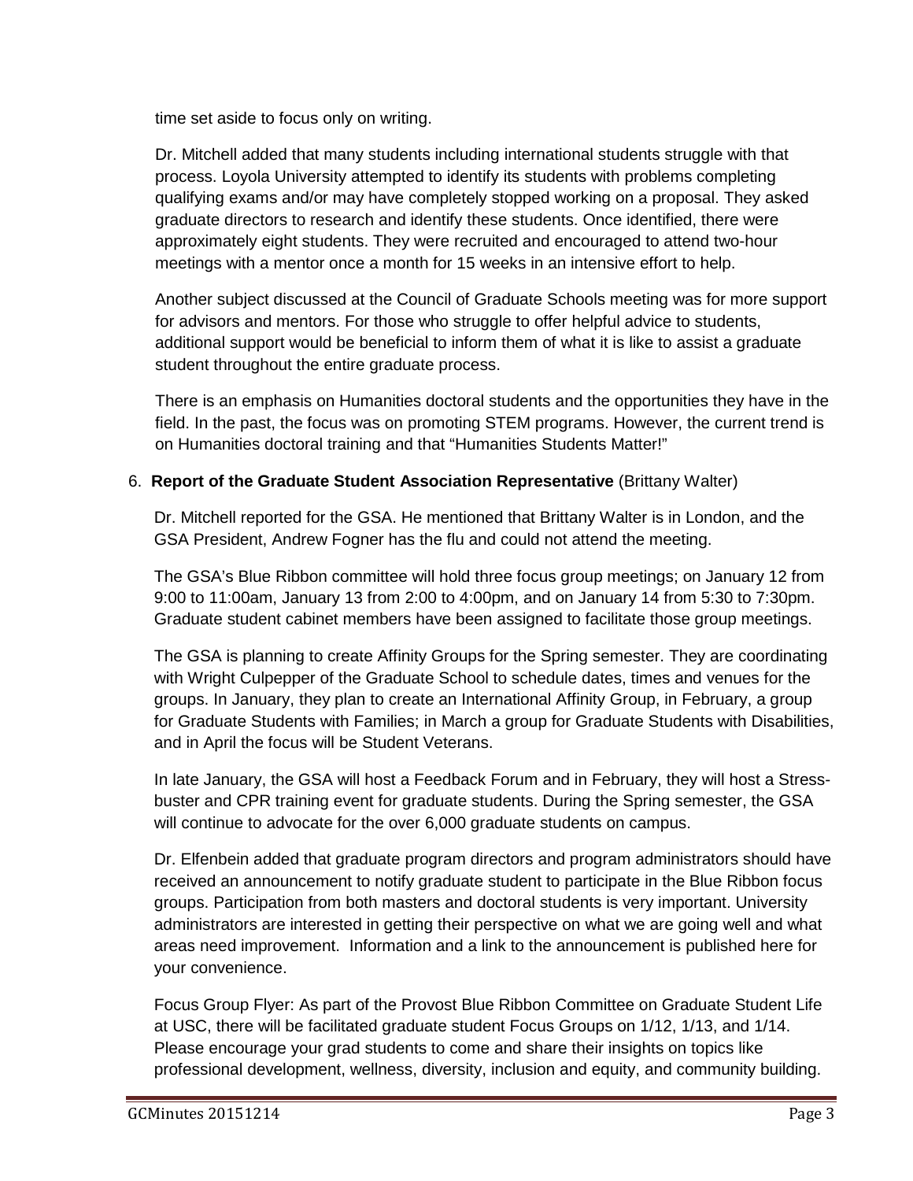time set aside to focus only on writing.

Dr. Mitchell added that many students including international students struggle with that process. Loyola University attempted to identify its students with problems completing qualifying exams and/or may have completely stopped working on a proposal. They asked graduate directors to research and identify these students. Once identified, there were approximately eight students. They were recruited and encouraged to attend two-hour meetings with a mentor once a month for 15 weeks in an intensive effort to help.

Another subject discussed at the Council of Graduate Schools meeting was for more support for advisors and mentors. For those who struggle to offer helpful advice to students, additional support would be beneficial to inform them of what it is like to assist a graduate student throughout the entire graduate process.

There is an emphasis on Humanities doctoral students and the opportunities they have in the field. In the past, the focus was on promoting STEM programs. However, the current trend is on Humanities doctoral training and that “Humanities Students Matter!”

6. **Report of the Graduate Student Association Representative** (Brittany Walter)

Dr. Mitchell reported for the GSA. He mentioned that Brittany Walter is in London, and the GSA President, Andrew Fogner has the flu and could not attend the meeting.

The GSA’s Blue Ribbon committee will hold three focus group meetings; on January 12 from 9:00 to 11:00am, January 13 from 2:00 to 4:00pm, and on January 14 from 5:30 to 7:30pm. Graduate student cabinet members have been assigned to facilitate those group meetings.

The GSA is planning to create Affinity Groups for the Spring semester. They are coordinating with Wright Culpepper of the Graduate School to schedule dates, times and venues for the groups. In January, they plan to create an International Affinity Group, in February, a group for Graduate Students with Families; in March a group for Graduate Students with Disabilities, and in April the focus will be Student Veterans.

In late January, the GSA will host a Feedback Forum and in February, they will host a Stress-buster and CPR training event for graduate students. During the Spring semester, the GSA will continue to advocate for the over 6,000 graduate students on campus.

Dr. Elfenbein added that graduate program directors and program administrators should have received an announcement to notify graduate student to participate in the Blue Ribbon focus groups. Participation from both masters and doctoral students is very important. University administrators are interested in getting their perspective on what we are going well and what areas need improvement. Information and a link to the announcement is published here for your convenience.

Focus Group Flyer: As part of the Provost Blue Ribbon Committee on Graduate Student Life at USC, there will be facilitated graduate student Focus Groups on 1/12, 1/13, and 1/14. Please encourage your grad students to come and share their insights on topics like professional development, wellness, diversity, inclusion and equity, and community building.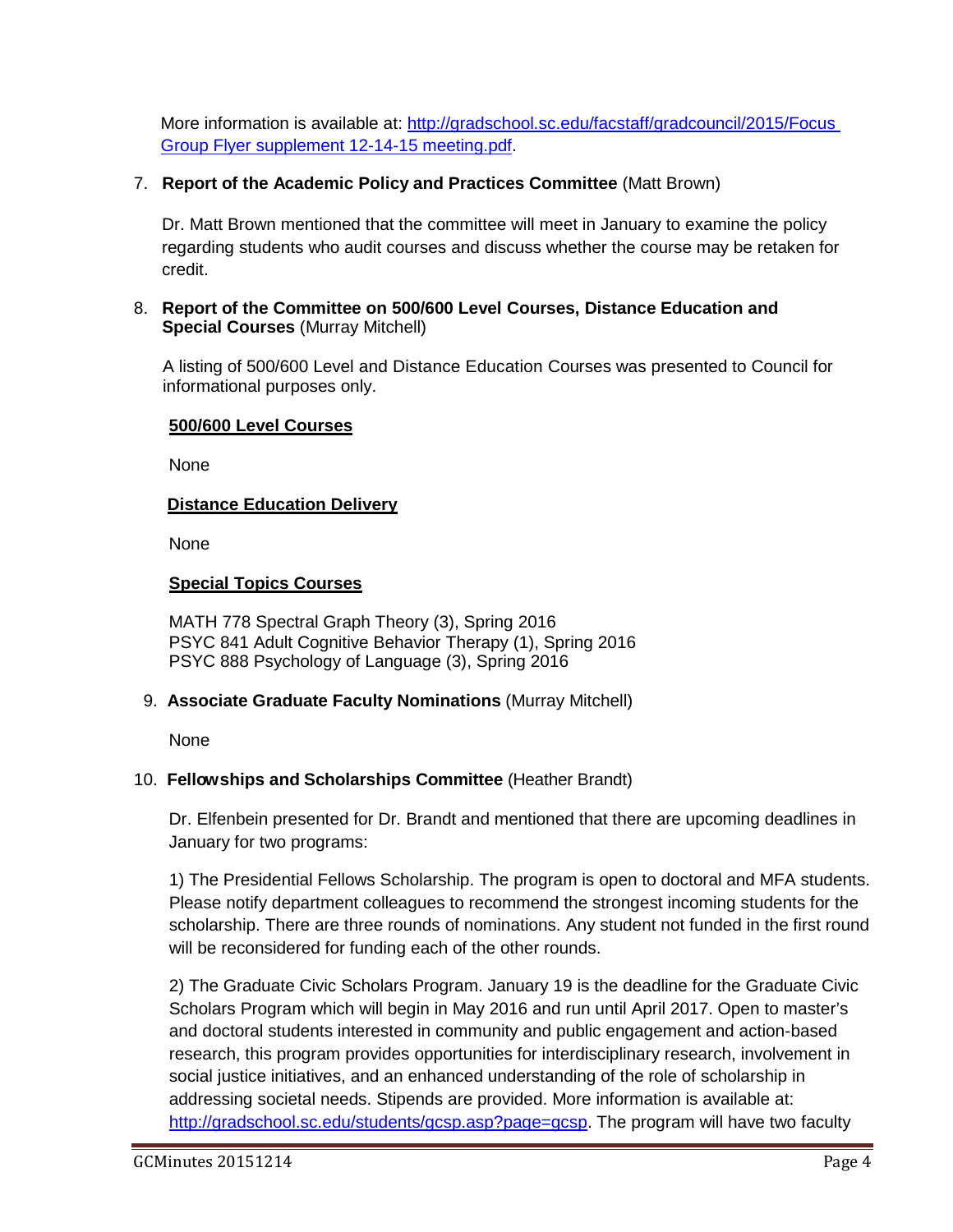More information is available at: [http://gradschool.sc.edu/facstaff/gradcouncil/2015/Focus Group Flyer supplement 12-14-15 meeting.pdf](http://gradschool.sc.edu/facstaff/gradcouncil/2015/Focus Group Flyer supplement 12-14-15 meeting.pdf).

7. **Report of the Academic Policy and Practices Committee** (Matt Brown)

   Dr. Matt Brown mentioned that the committee will meet in January to examine the policy regarding students who audit courses and discuss whether the course may be retaken for credit.

8. **Report of the Committee on 500/600 Level Courses, Distance Education and Special Courses** (Murray Mitchell)

   A listing of 500/600 Level and Distance Education Courses was presented to Council for informational purposes only.

   **500/600 Level Courses**

   None

   **Distance Education Delivery**

   None

   **Special Topics Courses**

   MATH 778 Spectral Graph Theory (3), Spring 2016
   PSYC 841 Adult Cognitive Behavior Therapy (1), Spring 2016
   PSYC 888 Psychology of Language (3), Spring 2016

9. **Associate Graduate Faculty Nominations** (Murray Mitchell)

   None

10. **Fellowships and Scholarships Committee** (Heather Brandt)

    Dr. Elfenbein presented for Dr. Brandt and mentioned that there are upcoming deadlines in January for two programs:

    1) The Presidential Fellows Scholarship. The program is open to doctoral and MFA students. Please notify department colleagues to recommend the strongest incoming students for the scholarship. There are three rounds of nominations. Any student not funded in the first round will be reconsidered for funding each of the other rounds.

    2) The Graduate Civic Scholars Program. January 19 is the deadline for the Graduate Civic Scholars Program which will begin in May 2016 and run until April 2017. Open to master's and doctoral students interested in community and public engagement and action-based research, this program provides opportunities for interdisciplinary research, involvement in social justice initiatives, and an enhanced understanding of the role of scholarship in addressing societal needs. Stipends are provided. More information is available at: [http://gradschool.sc.edu/students/gcsp.asp?page=gcsp](http://gradschool.sc.edu/students/gcsp.asp?page=gcsp). The program will have two faculty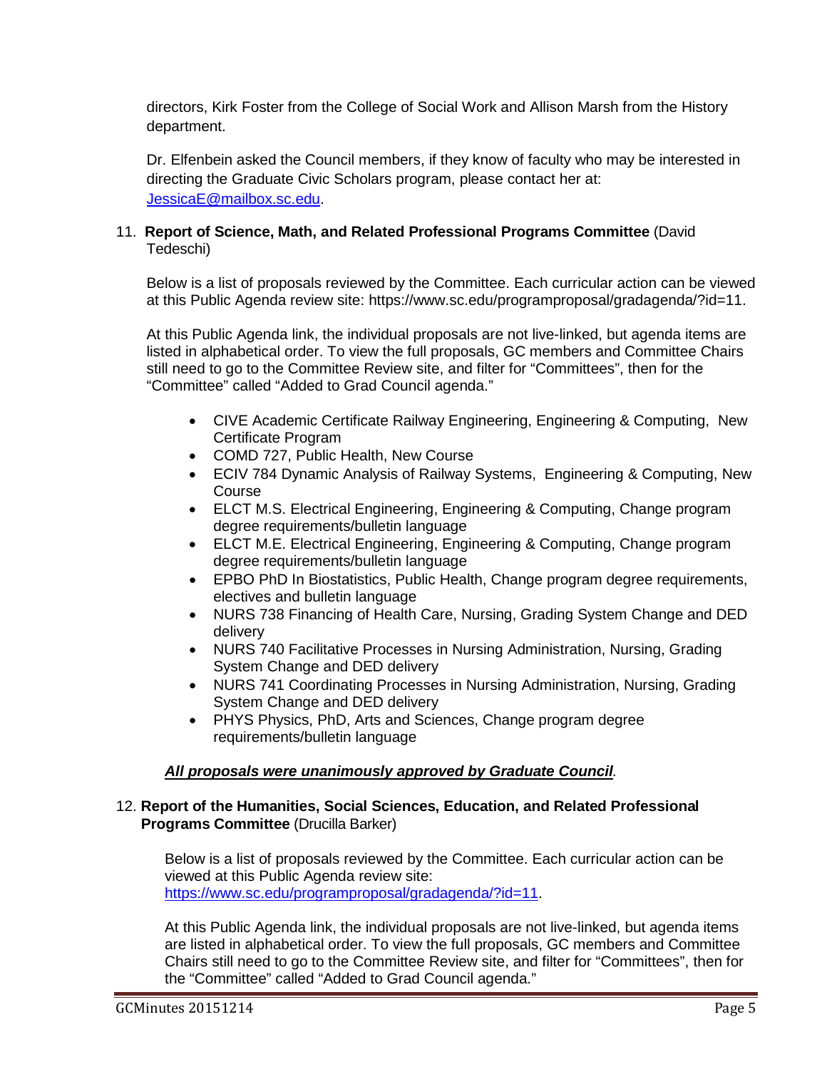directors, Kirk Foster from the College of Social Work and Allison Marsh from the History department.

Dr. Elfenbein asked the Council members, if they know of faculty who may be interested in directing the Graduate Civic Scholars program, please contact her at: JessicaE@mailbox.sc.edu.

11. **Report of Science, Math, and Related Professional Programs Committee** (David Tedeschi)

Below is a list of proposals reviewed by the Committee. Each curricular action can be viewed at this Public Agenda review site: https://www.sc.edu/programproposal/gradagenda/?id=11.

At this Public Agenda link, the individual proposals are not live-linked, but agenda items are listed in alphabetical order. To view the full proposals, GC members and Committee Chairs still need to go to the Committee Review site, and filter for "Committees", then for the "Committee" called "Added to Grad Council agenda."

- CIVE Academic Certificate Railway Engineering, Engineering & Computing, New Certificate Program
- COMD 727, Public Health, New Course
- ECIV 784 Dynamic Analysis of Railway Systems, Engineering & Computing, New Course
- ELCT M.S. Electrical Engineering, Engineering & Computing, Change program degree requirements/bulletin language
- ELCT M.E. Electrical Engineering, Engineering & Computing, Change program degree requirements/bulletin language
- EPBO PhD In Biostatistics, Public Health, Change program degree requirements, electives and bulletin language
- NURS 738 Financing of Health Care, Nursing, Grading System Change and DED delivery
- NURS 740 Facilitative Processes in Nursing Administration, Nursing, Grading System Change and DED delivery
- NURS 741 Coordinating Processes in Nursing Administration, Nursing, Grading System Change and DED delivery
- PHYS Physics, PhD, Arts and Sciences, Change program degree requirements/bulletin language

***All proposals were unanimously approved by Graduate Council***.

12. **Report of the Humanities, Social Sciences, Education, and Related Professional Programs Committee** (Drucilla Barker)

Below is a list of proposals reviewed by the Committee. Each curricular action can be viewed at this Public Agenda review site: https://www.sc.edu/programproposal/gradagenda/?id=11.

At this Public Agenda link, the individual proposals are not live-linked, but agenda items are listed in alphabetical order. To view the full proposals, GC members and Committee Chairs still need to go to the Committee Review site, and filter for "Committees", then for the "Committee" called "Added to Grad Council agenda."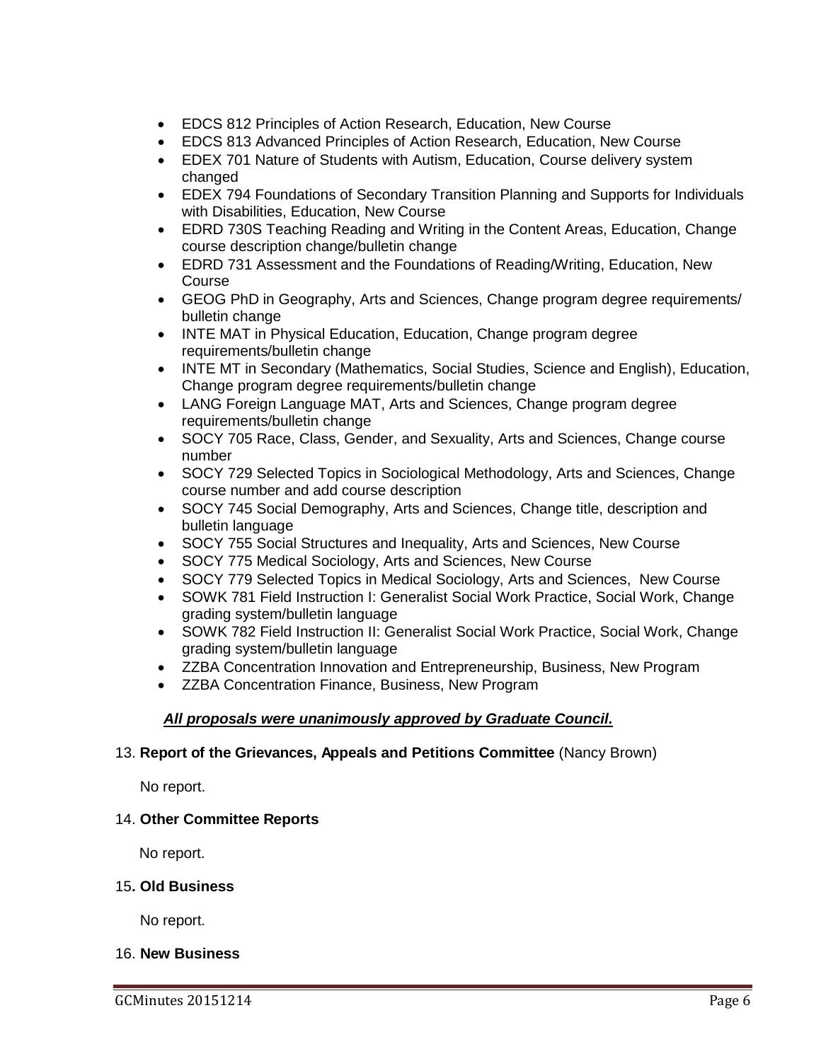- EDCS 812 Principles of Action Research, Education, New Course
- EDCS 813 Advanced Principles of Action Research, Education, New Course
- EDEX 701 Nature of Students with Autism, Education, Course delivery system changed
- EDEX 794 Foundations of Secondary Transition Planning and Supports for Individuals with Disabilities, Education, New Course
- EDRD 730S Teaching Reading and Writing in the Content Areas, Education, Change course description change/bulletin change
- EDRD 731 Assessment and the Foundations of Reading/Writing, Education, New Course
- GEOG PhD in Geography, Arts and Sciences, Change program degree requirements/ bulletin change
- INTE MAT in Physical Education, Education, Change program degree requirements/bulletin change
- INTE MT in Secondary (Mathematics, Social Studies, Science and English), Education, Change program degree requirements/bulletin change
- LANG Foreign Language MAT, Arts and Sciences, Change program degree requirements/bulletin change
- SOCY 705 Race, Class, Gender, and Sexuality, Arts and Sciences, Change course number
- SOCY 729 Selected Topics in Sociological Methodology, Arts and Sciences, Change course number and add course description
- SOCY 745 Social Demography, Arts and Sciences, Change title, description and bulletin language
- SOCY 755 Social Structures and Inequality, Arts and Sciences, New Course
- SOCY 775 Medical Sociology, Arts and Sciences, New Course
- SOCY 779 Selected Topics in Medical Sociology, Arts and Sciences, New Course
- SOWK 781 Field Instruction I: Generalist Social Work Practice, Social Work, Change grading system/bulletin language
- SOWK 782 Field Instruction II: Generalist Social Work Practice, Social Work, Change grading system/bulletin language
- ZZBA Concentration Innovation and Entrepreneurship, Business, New Program
- ZZBA Concentration Finance, Business, New Program

***All proposals were unanimously approved by Graduate Council.***

13. **Report of the Grievances, Appeals and Petitions Committee** (Nancy Brown)

No report.

14. **Other Committee Reports**

No report.

15. **Old Business**

No report.

16. **New Business**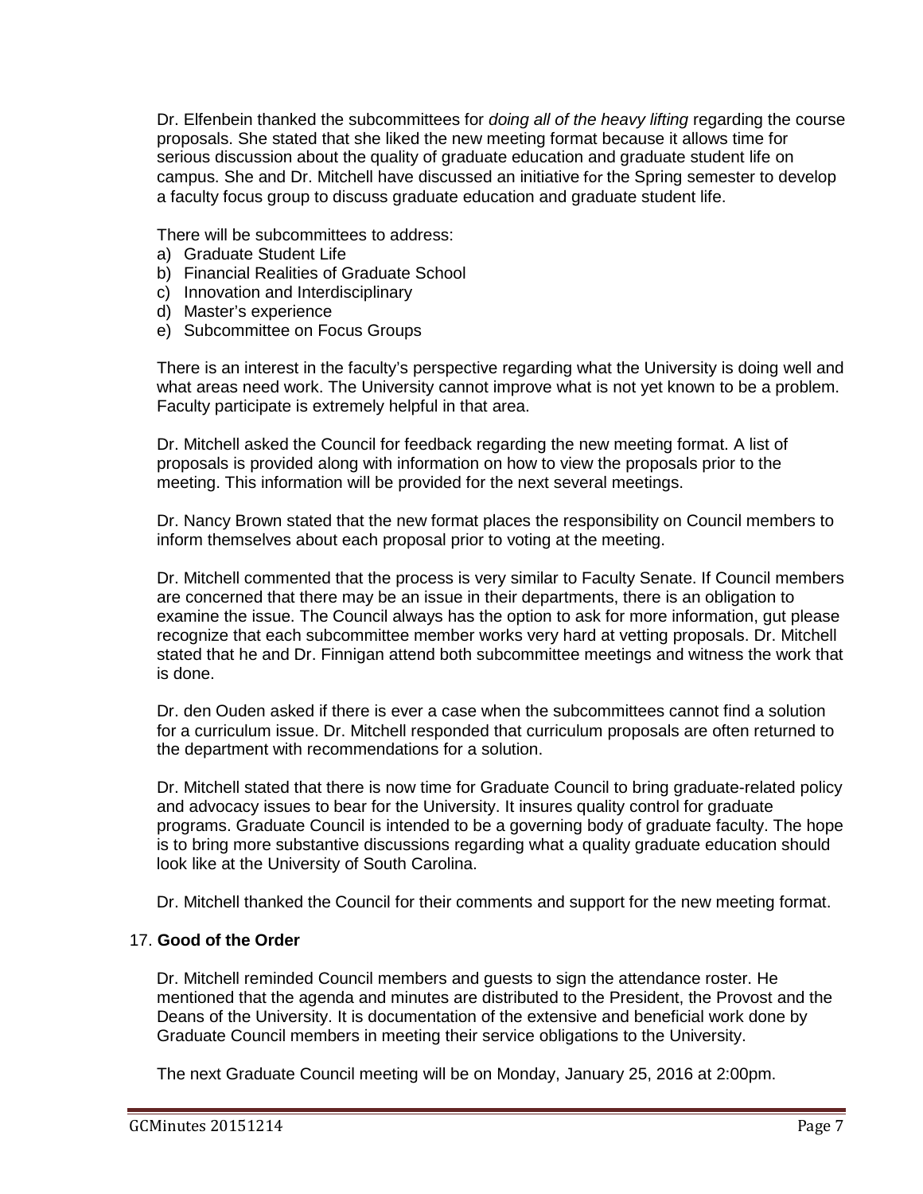Dr. Elfenbein thanked the subcommittees for *doing all of the heavy lifting* regarding the course proposals. She stated that she liked the new meeting format because it allows time for serious discussion about the quality of graduate education and graduate student life on campus. She and Dr. Mitchell have discussed an initiative for the Spring semester to develop a faculty focus group to discuss graduate education and graduate student life.

There will be subcommittees to address:

a) Graduate Student Life
b) Financial Realities of Graduate School
c) Innovation and Interdisciplinary
d) Master's experience
e) Subcommittee on Focus Groups

There is an interest in the faculty's perspective regarding what the University is doing well and what areas need work. The University cannot improve what is not yet known to be a problem. Faculty participate is extremely helpful in that area.

Dr. Mitchell asked the Council for feedback regarding the new meeting format. A list of proposals is provided along with information on how to view the proposals prior to the meeting. This information will be provided for the next several meetings.

Dr. Nancy Brown stated that the new format places the responsibility on Council members to inform themselves about each proposal prior to voting at the meeting.

Dr. Mitchell commented that the process is very similar to Faculty Senate. If Council members are concerned that there may be an issue in their departments, there is an obligation to examine the issue. The Council always has the option to ask for more information, gut please recognize that each subcommittee member works very hard at vetting proposals. Dr. Mitchell stated that he and Dr. Finnigan attend both subcommittee meetings and witness the work that is done.

Dr. den Ouden asked if there is ever a case when the subcommittees cannot find a solution for a curriculum issue. Dr. Mitchell responded that curriculum proposals are often returned to the department with recommendations for a solution.

Dr. Mitchell stated that there is now time for Graduate Council to bring graduate-related policy and advocacy issues to bear for the University. It insures quality control for graduate programs. Graduate Council is intended to be a governing body of graduate faculty. The hope is to bring more substantive discussions regarding what a quality graduate education should look like at the University of South Carolina.

Dr. Mitchell thanked the Council for their comments and support for the new meeting format.

17. **Good of the Order**

Dr. Mitchell reminded Council members and guests to sign the attendance roster. He mentioned that the agenda and minutes are distributed to the President, the Provost and the Deans of the University. It is documentation of the extensive and beneficial work done by Graduate Council members in meeting their service obligations to the University.

The next Graduate Council meeting will be on Monday, January 25, 2016 at 2:00pm.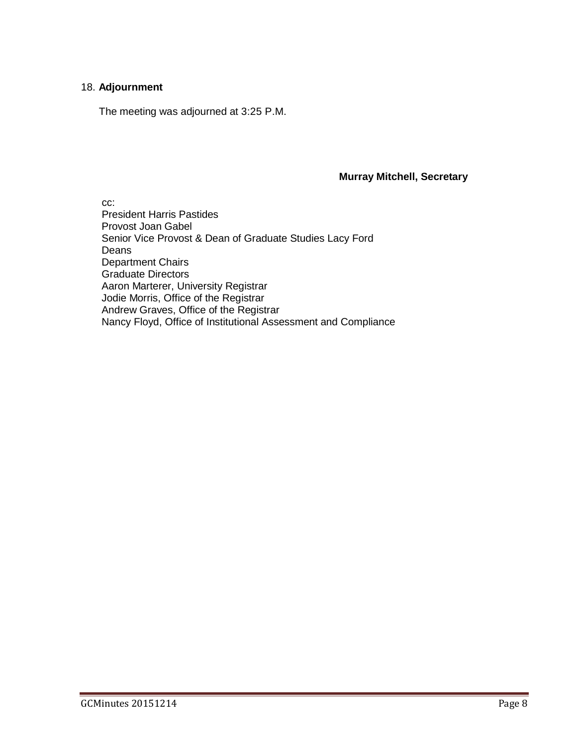18. **Adjournment**

The meeting was adjourned at 3:25 P.M.

**Murray Mitchell, Secretary**

cc:
President Harris Pastides
Provost Joan Gabel
Senior Vice Provost & Dean of Graduate Studies Lacy Ford
Deans
Department Chairs
Graduate Directors
Aaron Marterer, University Registrar
Jodie Morris, Office of the Registrar
Andrew Graves, Office of the Registrar
Nancy Floyd, Office of Institutional Assessment and Compliance